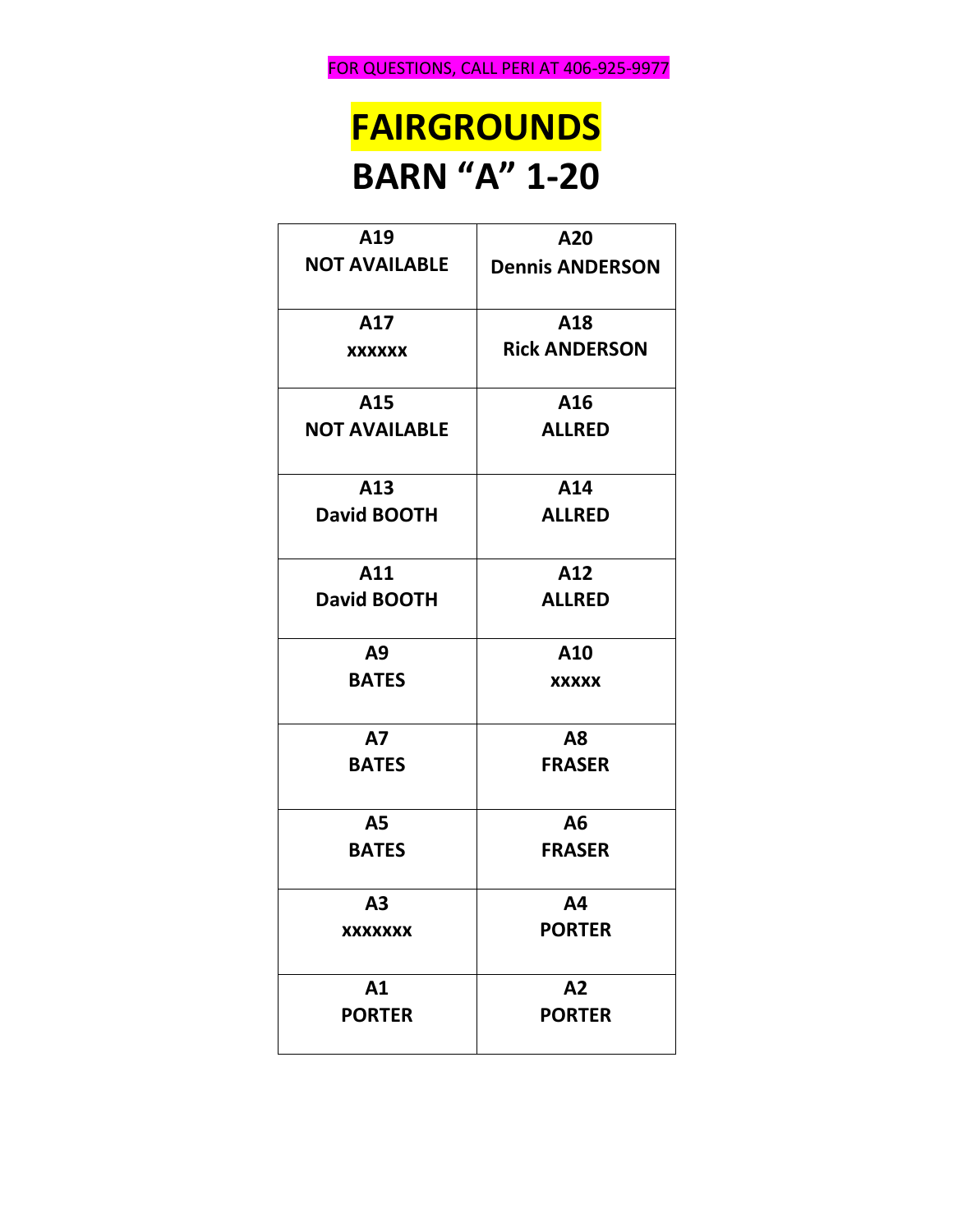FOR QUESTIONS, CALL PERI AT 406-925-9977

# FAIRGROUNDS

# BARN "A" 1-20

| | |
|---|---|
| **A19**<br>**NOT AVAILABLE** | **A20**<br>**Dennis ANDERSON** |
| **A17**<br>**xxxxxx** | **A18**<br>**Rick ANDERSON** |
| **A15**<br>**NOT AVAILABLE** | **A16**<br>**ALLRED** |
| **A13**<br>**David BOOTH** | **A14**<br>**ALLRED** |
| **A11**<br>**David BOOTH** | **A12**<br>**ALLRED** |
| **A9**<br>**BATES** | **A10**<br>**xxxxx** |
| **A7**<br>**BATES** | **A8**<br>**FRASER** |
| **A5**<br>**BATES** | **A6**<br>**FRASER** |
| **A3**<br>**xxxxxxx** | **A4**<br>**PORTER** |
| **A1**<br>**PORTER** | **A2**<br>**PORTER** |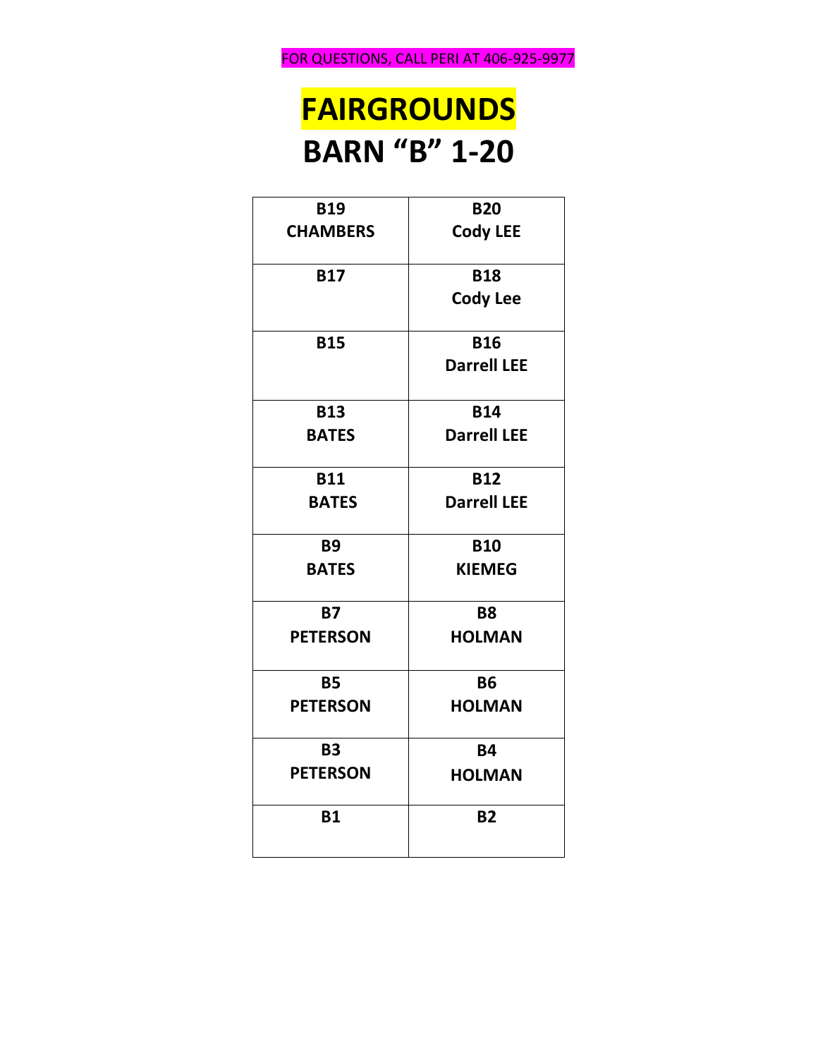FOR QUESTIONS, CALL PERI AT 406-925-9977

# FAIRGROUNDS

# BARN "B" 1-20

| | |
|---|---|
| **B19**<br>**CHAMBERS** | **B20**<br>**Cody LEE** |
| **B17** | **B18**<br>**Cody Lee** |
| **B15** | **B16**<br>**Darrell LEE** |
| **B13**<br>**BATES** | **B14**<br>**Darrell LEE** |
| **B11**<br>**BATES** | **B12**<br>**Darrell LEE** |
| **B9**<br>**BATES** | **B10**<br>**KIEMEG** |
| **B7**<br>**PETERSON** | **B8**<br>**HOLMAN** |
| **B5**<br>**PETERSON** | **B6**<br>**HOLMAN** |
| **B3**<br>**PETERSON** | **B4**<br>**HOLMAN** |
| **B1** | **B2** |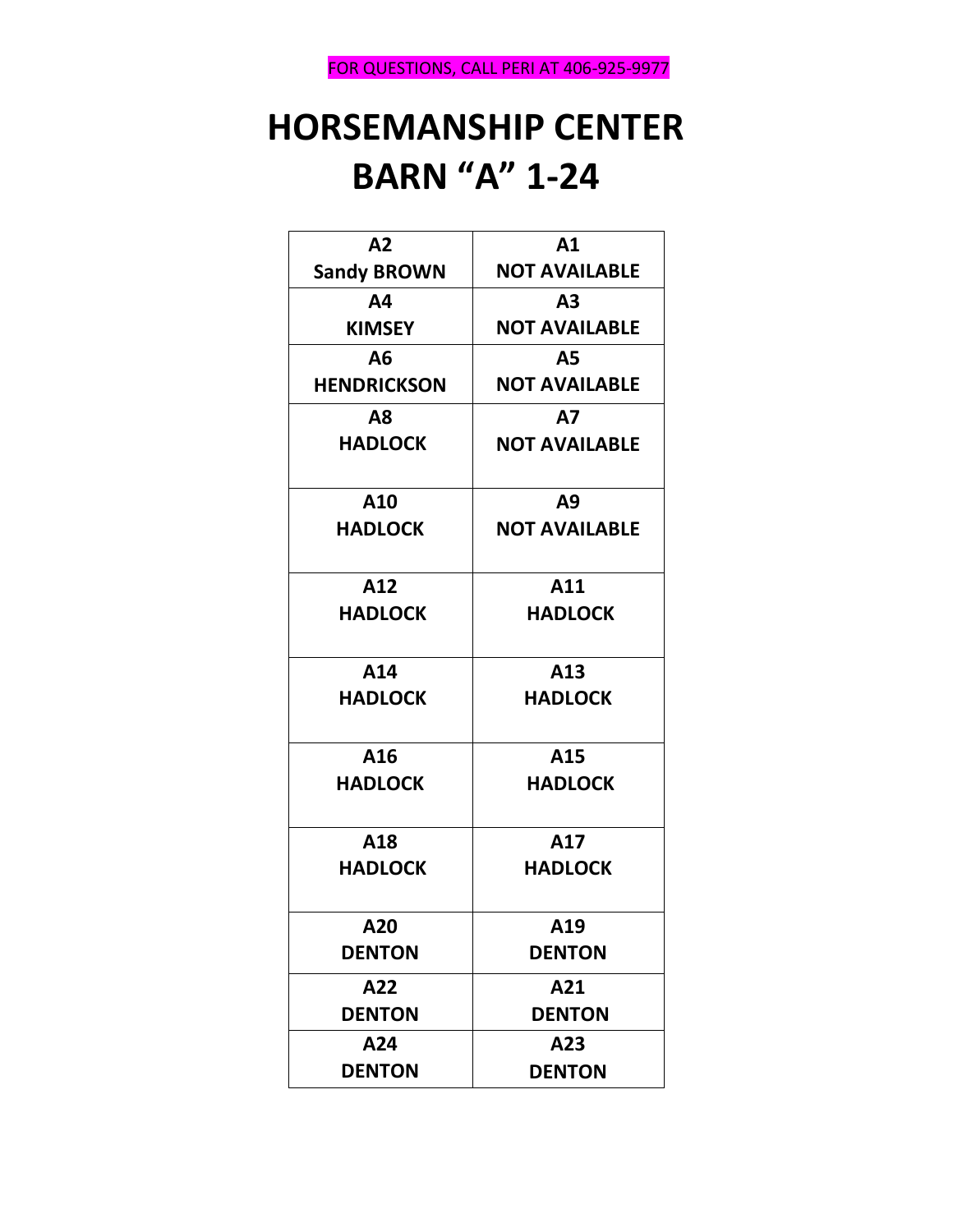FOR QUESTIONS, CALL PERI AT 406-925-9977

# HORSEMANSHIP CENTER
# BARN "A" 1-24

| A2 Sandy BROWN | A1 NOT AVAILABLE |
|---|---|
| A4 KIMSEY | A3 NOT AVAILABLE |
| A6 HENDRICKSON | A5 NOT AVAILABLE |
| A8 HADLOCK | A7 NOT AVAILABLE |
| A10 HADLOCK | A9 NOT AVAILABLE |
| A12 HADLOCK | A11 HADLOCK |
| A14 HADLOCK | A13 HADLOCK |
| A16 HADLOCK | A15 HADLOCK |
| A18 HADLOCK | A17 HADLOCK |
| A20 DENTON | A19 DENTON |
| A22 DENTON | A21 DENTON |
| A24 DENTON | A23 DENTON |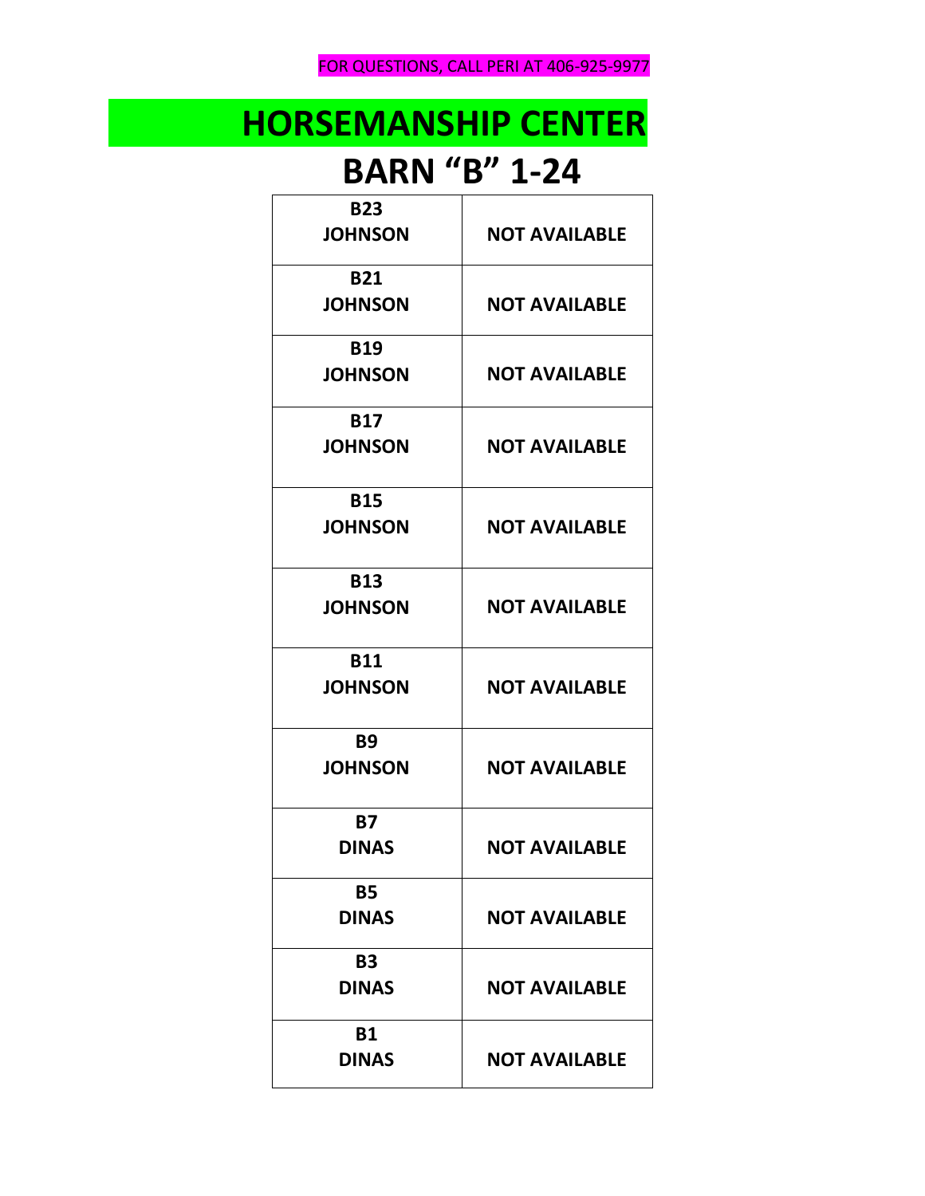FOR QUESTIONS, CALL PERI AT 406-925-9977

# HORSEMANSHIP CENTER

## BARN "B" 1-24

| | |
|---|---|
| **B23 JOHNSON** | **NOT AVAILABLE** |
| **B21 JOHNSON** | **NOT AVAILABLE** |
| **B19 JOHNSON** | **NOT AVAILABLE** |
| **B17 JOHNSON** | **NOT AVAILABLE** |
| **B15 JOHNSON** | **NOT AVAILABLE** |
| **B13 JOHNSON** | **NOT AVAILABLE** |
| **B11 JOHNSON** | **NOT AVAILABLE** |
| **B9 JOHNSON** | **NOT AVAILABLE** |
| **B7 DINAS** | **NOT AVAILABLE** |
| **B5 DINAS** | **NOT AVAILABLE** |
| **B3 DINAS** | **NOT AVAILABLE** |
| **B1 DINAS** | **NOT AVAILABLE** |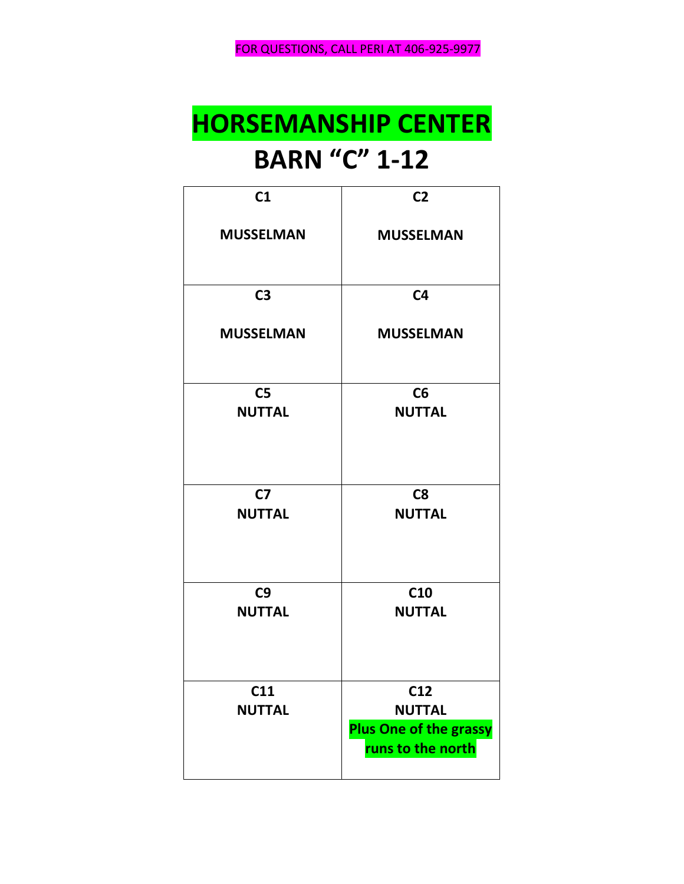FOR QUESTIONS, CALL PERI AT 406-925-9977

# HORSEMANSHIP CENTER

## BARN "C" 1-12

| C1 MUSSELMAN | C2 MUSSELMAN |
|---|---|
| C3 MUSSELMAN | C4 MUSSELMAN |
| C5 NUTTAL | C6 NUTTAL |
| C7 NUTTAL | C8 NUTTAL |
| C9 NUTTAL | C10 NUTTAL |
| C11 NUTTAL | C12 NUTTAL **Plus One of the grassy runs to the north** |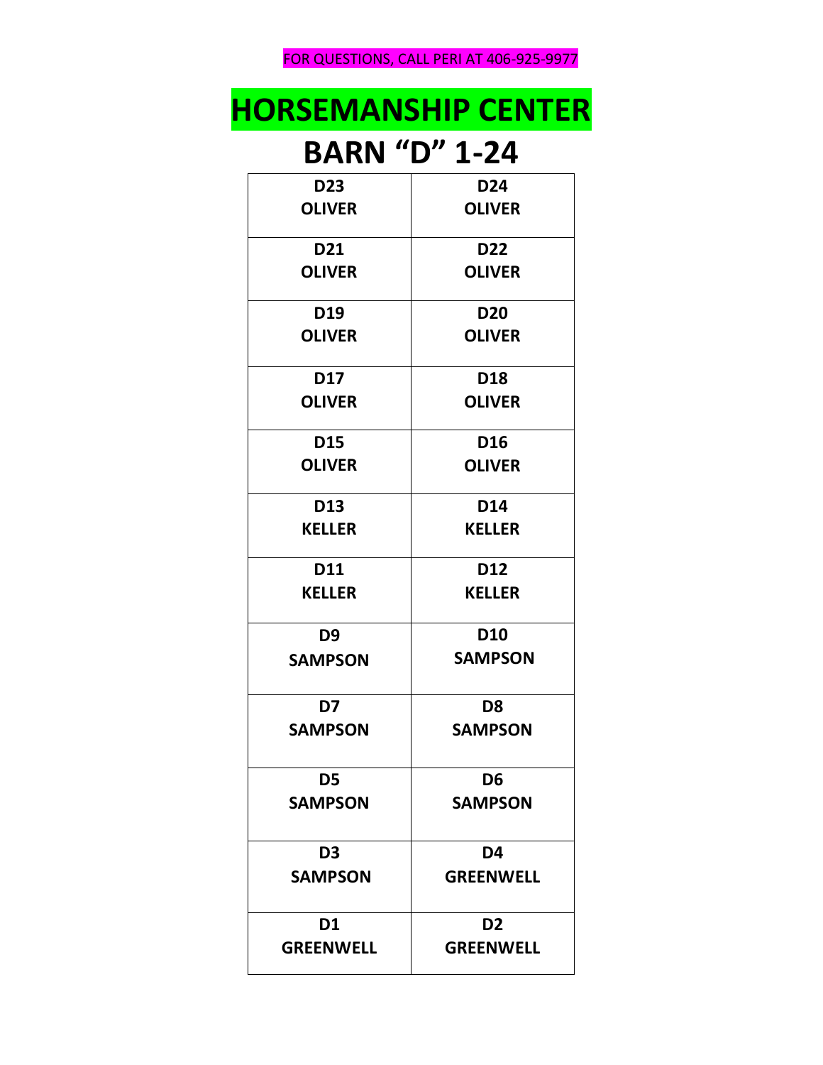FOR QUESTIONS, CALL PERI AT 406-925-9977

# HORSEMANSHIP CENTER

## BARN "D" 1-24

| | |
|---|---|
| D23 OLIVER | D24 OLIVER |
| D21 OLIVER | D22 OLIVER |
| D19 OLIVER | D20 OLIVER |
| D17 OLIVER | D18 OLIVER |
| D15 OLIVER | D16 OLIVER |
| D13 KELLER | D14 KELLER |
| D11 KELLER | D12 KELLER |
| D9 SAMPSON | D10 SAMPSON |
| D7 SAMPSON | D8 SAMPSON |
| D5 SAMPSON | D6 SAMPSON |
| D3 SAMPSON | D4 GREENWELL |
| D1 GREENWELL | D2 GREENWELL |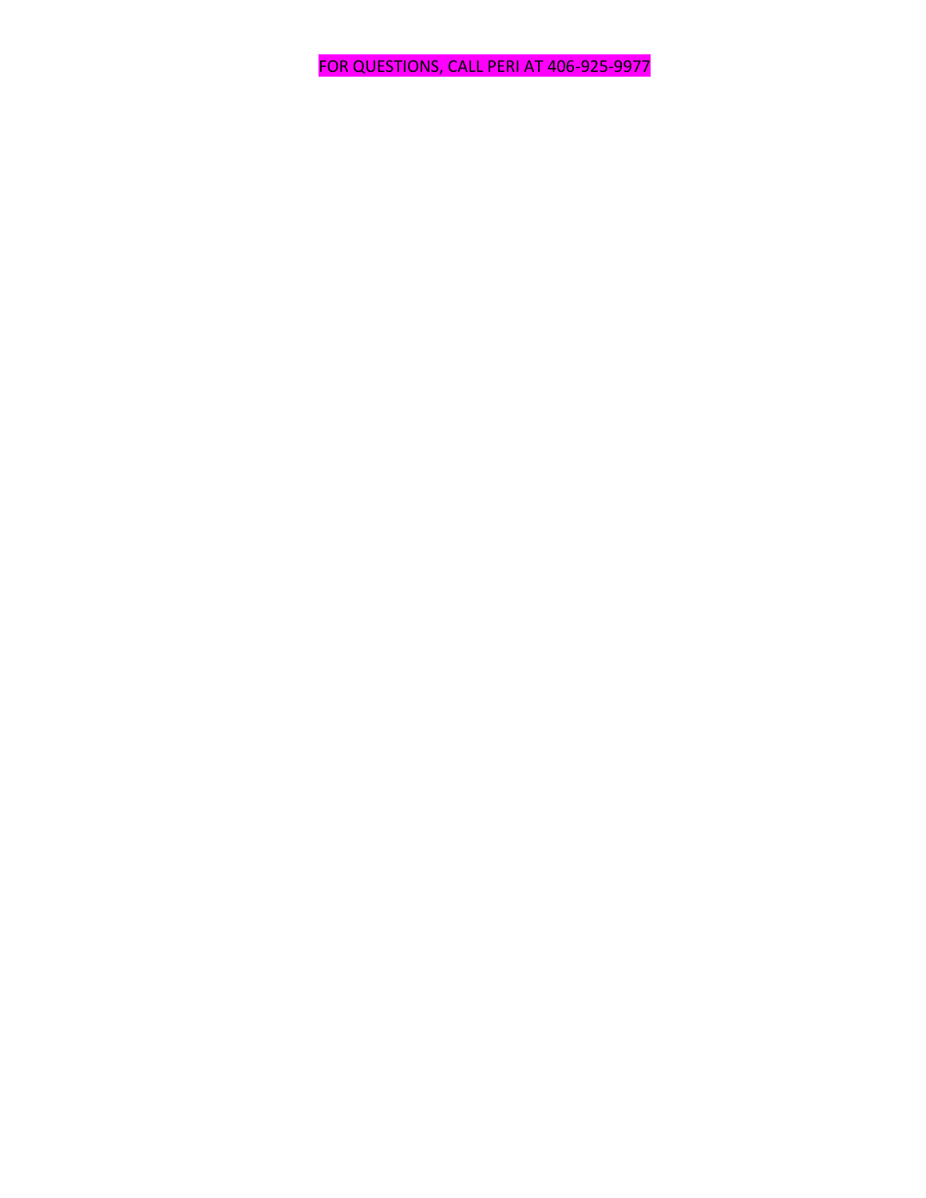FOR QUESTIONS, CALL PERI AT 406-925-9977